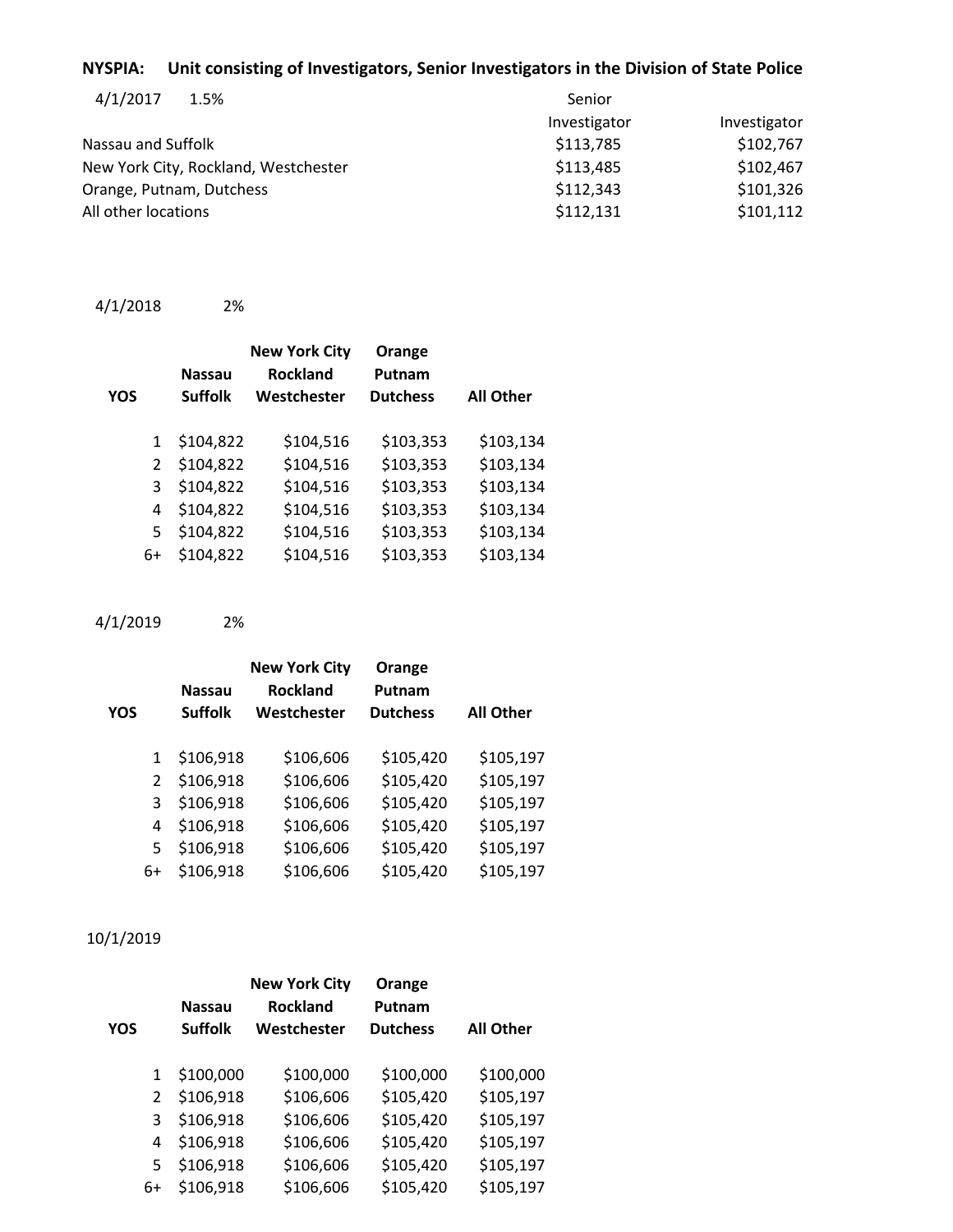**NYSPIA: Unit consisting of Investigators, Senior Investigators in the Division of State Police**

4/1/2017 1.5%

| | Senior Investigator | Investigator |
|---|---|---|
| Nassau and Suffolk | $113,785 | $102,767 |
| New York City, Rockland, Westchester | $113,485 | $102,467 |
| Orange, Putnam, Dutchess | $112,343 | $101,326 |
| All other locations | $112,131 | $101,112 |

4/1/2018 2%

| YOS | Nassau Suffolk | New York City Rockland Westchester | Orange Putnam Dutchess | All Other |
|---|---|---|---|---|
| 1 | $104,822 | $104,516 | $103,353 | $103,134 |
| 2 | $104,822 | $104,516 | $103,353 | $103,134 |
| 3 | $104,822 | $104,516 | $103,353 | $103,134 |
| 4 | $104,822 | $104,516 | $103,353 | $103,134 |
| 5 | $104,822 | $104,516 | $103,353 | $103,134 |
| 6+ | $104,822 | $104,516 | $103,353 | $103,134 |

4/1/2019 2%

| YOS | Nassau Suffolk | New York City Rockland Westchester | Orange Putnam Dutchess | All Other |
|---|---|---|---|---|
| 1 | $106,918 | $106,606 | $105,420 | $105,197 |
| 2 | $106,918 | $106,606 | $105,420 | $105,197 |
| 3 | $106,918 | $106,606 | $105,420 | $105,197 |
| 4 | $106,918 | $106,606 | $105,420 | $105,197 |
| 5 | $106,918 | $106,606 | $105,420 | $105,197 |
| 6+ | $106,918 | $106,606 | $105,420 | $105,197 |

10/1/2019

| YOS | Nassau Suffolk | New York City Rockland Westchester | Orange Putnam Dutchess | All Other |
|---|---|---|---|---|
| 1 | $100,000 | $100,000 | $100,000 | $100,000 |
| 2 | $106,918 | $106,606 | $105,420 | $105,197 |
| 3 | $106,918 | $106,606 | $105,420 | $105,197 |
| 4 | $106,918 | $106,606 | $105,420 | $105,197 |
| 5 | $106,918 | $106,606 | $105,420 | $105,197 |
| 6+ | $106,918 | $106,606 | $105,420 | $105,197 |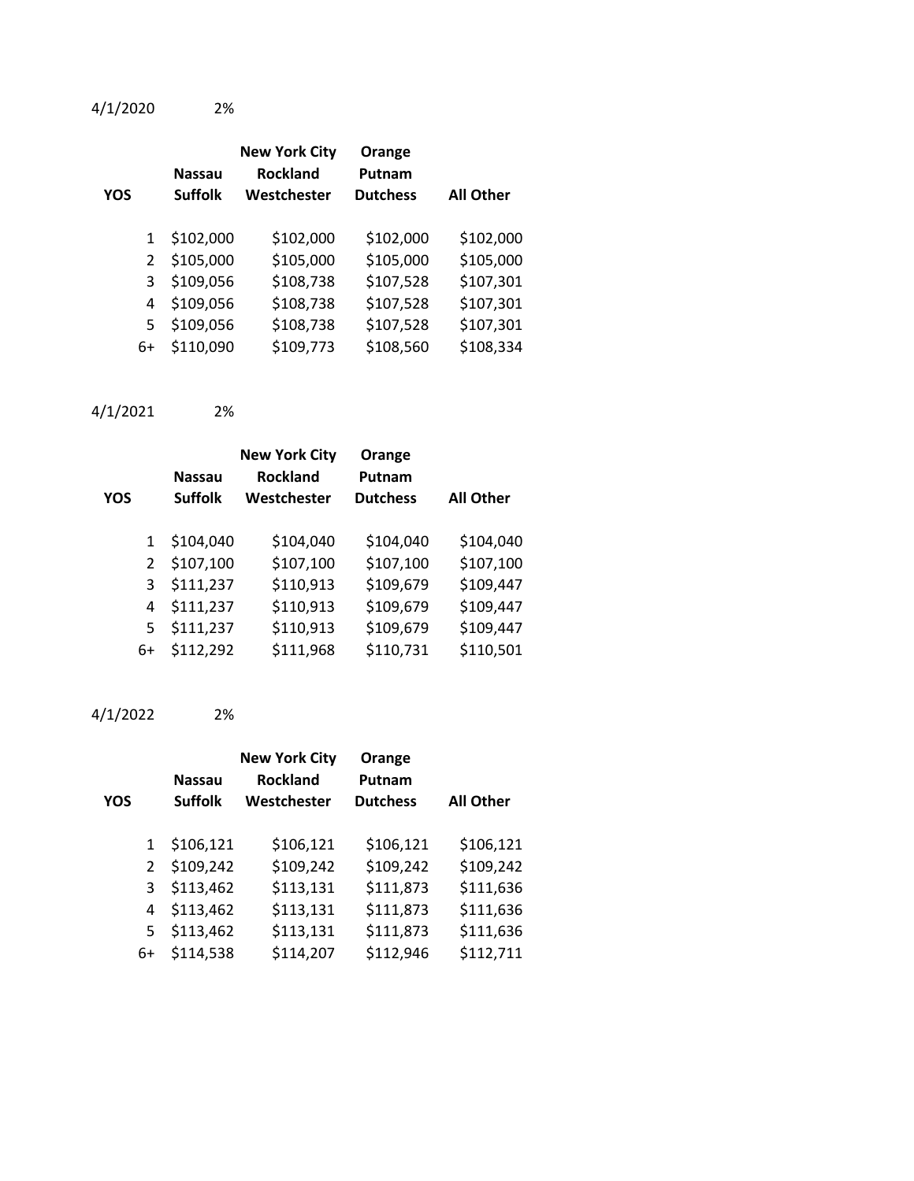4/1/2020 2%

| YOS | Nassau Suffolk | New York City Rockland Westchester | Orange Putnam Dutchess | All Other |
|---|---|---|---|---|
| 1 | $102,000 | $102,000 | $102,000 | $102,000 |
| 2 | $105,000 | $105,000 | $105,000 | $105,000 |
| 3 | $109,056 | $108,738 | $107,528 | $107,301 |
| 4 | $109,056 | $108,738 | $107,528 | $107,301 |
| 5 | $109,056 | $108,738 | $107,528 | $107,301 |
| 6+ | $110,090 | $109,773 | $108,560 | $108,334 |

4/1/2021 2%

| YOS | Nassau Suffolk | New York City Rockland Westchester | Orange Putnam Dutchess | All Other |
|---|---|---|---|---|
| 1 | $104,040 | $104,040 | $104,040 | $104,040 |
| 2 | $107,100 | $107,100 | $107,100 | $107,100 |
| 3 | $111,237 | $110,913 | $109,679 | $109,447 |
| 4 | $111,237 | $110,913 | $109,679 | $109,447 |
| 5 | $111,237 | $110,913 | $109,679 | $109,447 |
| 6+ | $112,292 | $111,968 | $110,731 | $110,501 |

4/1/2022 2%

| YOS | Nassau Suffolk | New York City Rockland Westchester | Orange Putnam Dutchess | All Other |
|---|---|---|---|---|
| 1 | $106,121 | $106,121 | $106,121 | $106,121 |
| 2 | $109,242 | $109,242 | $109,242 | $109,242 |
| 3 | $113,462 | $113,131 | $111,873 | $111,636 |
| 4 | $113,462 | $113,131 | $111,873 | $111,636 |
| 5 | $113,462 | $113,131 | $111,873 | $111,636 |
| 6+ | $114,538 | $114,207 | $112,946 | $112,711 |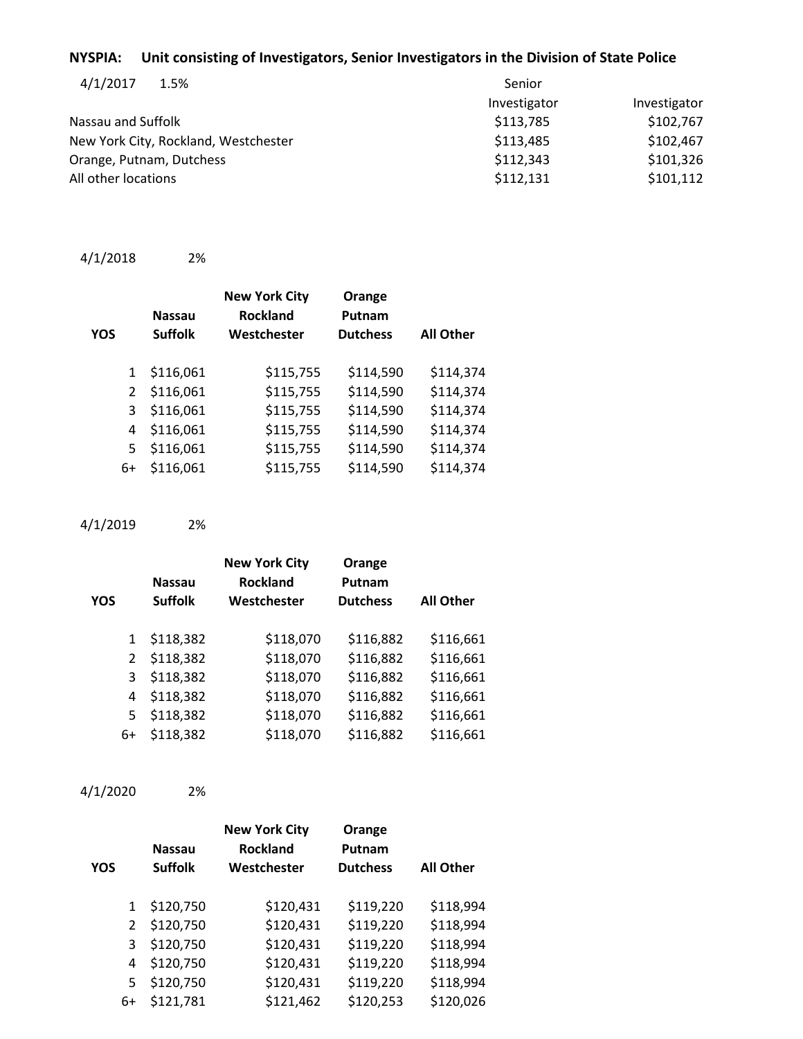**NYSPIA:** **Unit consisting of Investigators, Senior Investigators in the Division of State Police**

4/1/2017 1.5%

| | Senior Investigator | Investigator |
|---|---|---|
| Nassau and Suffolk | $113,785 | $102,767 |
| New York City, Rockland, Westchester | $113,485 | $102,467 |
| Orange, Putnam, Dutchess | $112,343 | $101,326 |
| All other locations | $112,131 | $101,112 |

4/1/2018 2%

| YOS | Nassau Suffolk | New York City Rockland Westchester | Orange Putnam Dutchess | All Other |
|---|---|---|---|---|
| 1 | $116,061 | $115,755 | $114,590 | $114,374 |
| 2 | $116,061 | $115,755 | $114,590 | $114,374 |
| 3 | $116,061 | $115,755 | $114,590 | $114,374 |
| 4 | $116,061 | $115,755 | $114,590 | $114,374 |
| 5 | $116,061 | $115,755 | $114,590 | $114,374 |
| 6+ | $116,061 | $115,755 | $114,590 | $114,374 |

4/1/2019 2%

| YOS | Nassau Suffolk | New York City Rockland Westchester | Orange Putnam Dutchess | All Other |
|---|---|---|---|---|
| 1 | $118,382 | $118,070 | $116,882 | $116,661 |
| 2 | $118,382 | $118,070 | $116,882 | $116,661 |
| 3 | $118,382 | $118,070 | $116,882 | $116,661 |
| 4 | $118,382 | $118,070 | $116,882 | $116,661 |
| 5 | $118,382 | $118,070 | $116,882 | $116,661 |
| 6+ | $118,382 | $118,070 | $116,882 | $116,661 |

4/1/2020 2%

| YOS | Nassau Suffolk | New York City Rockland Westchester | Orange Putnam Dutchess | All Other |
|---|---|---|---|---|
| 1 | $120,750 | $120,431 | $119,220 | $118,994 |
| 2 | $120,750 | $120,431 | $119,220 | $118,994 |
| 3 | $120,750 | $120,431 | $119,220 | $118,994 |
| 4 | $120,750 | $120,431 | $119,220 | $118,994 |
| 5 | $120,750 | $120,431 | $119,220 | $118,994 |
| 6+ | $121,781 | $121,462 | $120,253 | $120,026 |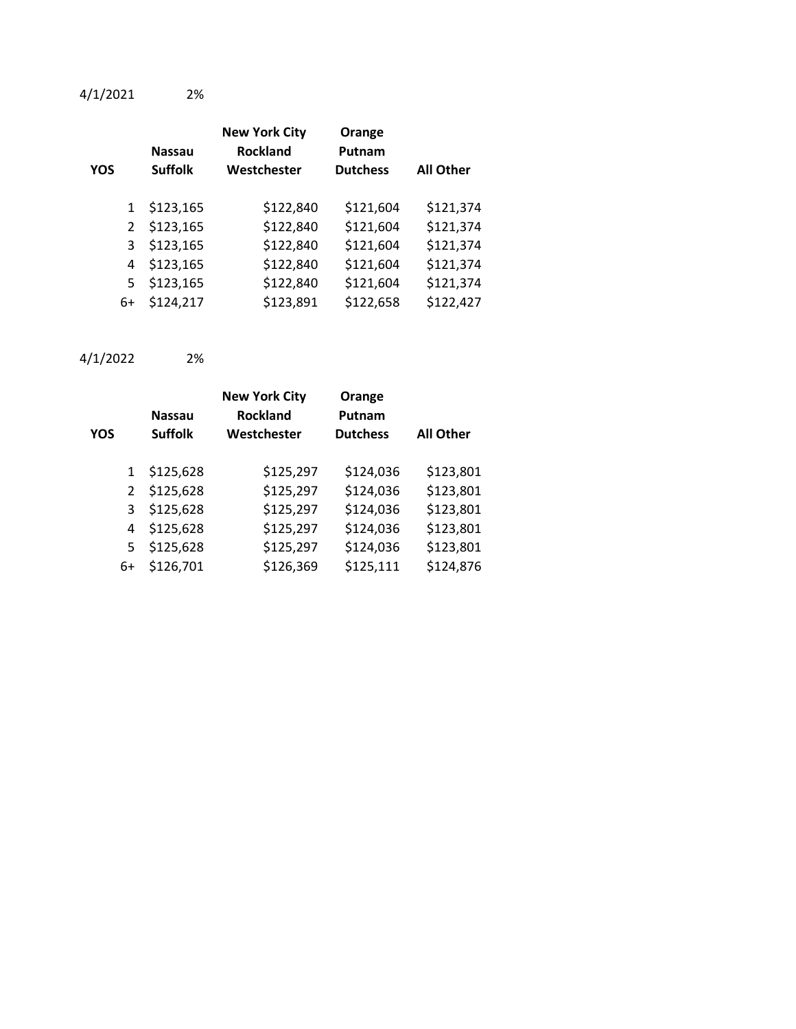4/1/2021 2%

| YOS | Nassau Suffolk | New York City Rockland Westchester | Orange Putnam Dutchess | All Other |
|---|---|---|---|---|
| 1 | $123,165 | $122,840 | $121,604 | $121,374 |
| 2 | $123,165 | $122,840 | $121,604 | $121,374 |
| 3 | $123,165 | $122,840 | $121,604 | $121,374 |
| 4 | $123,165 | $122,840 | $121,604 | $121,374 |
| 5 | $123,165 | $122,840 | $121,604 | $121,374 |
| 6+ | $124,217 | $123,891 | $122,658 | $122,427 |

4/1/2022 2%

| YOS | Nassau Suffolk | New York City Rockland Westchester | Orange Putnam Dutchess | All Other |
|---|---|---|---|---|
| 1 | $125,628 | $125,297 | $124,036 | $123,801 |
| 2 | $125,628 | $125,297 | $124,036 | $123,801 |
| 3 | $125,628 | $125,297 | $124,036 | $123,801 |
| 4 | $125,628 | $125,297 | $124,036 | $123,801 |
| 5 | $125,628 | $125,297 | $124,036 | $123,801 |
| 6+ | $126,701 | $126,369 | $125,111 | $124,876 |